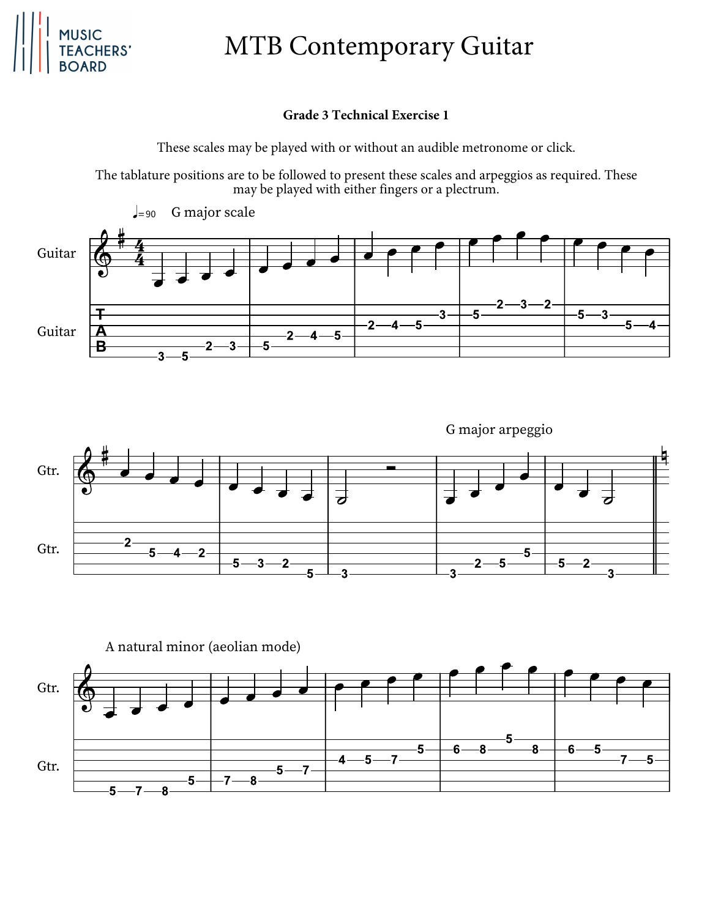# MTB Contemporary Guitar

**Grade 3 Technical Exercise 1**

These scales may be played with or without an audible metronome or click.

The tablature positions are to be followed to present these scales and arpeggios as required. These may be played with either fingers or a plectrum.

♩=90 G major scale

G major arpeggio

A natural minor (aeolian mode)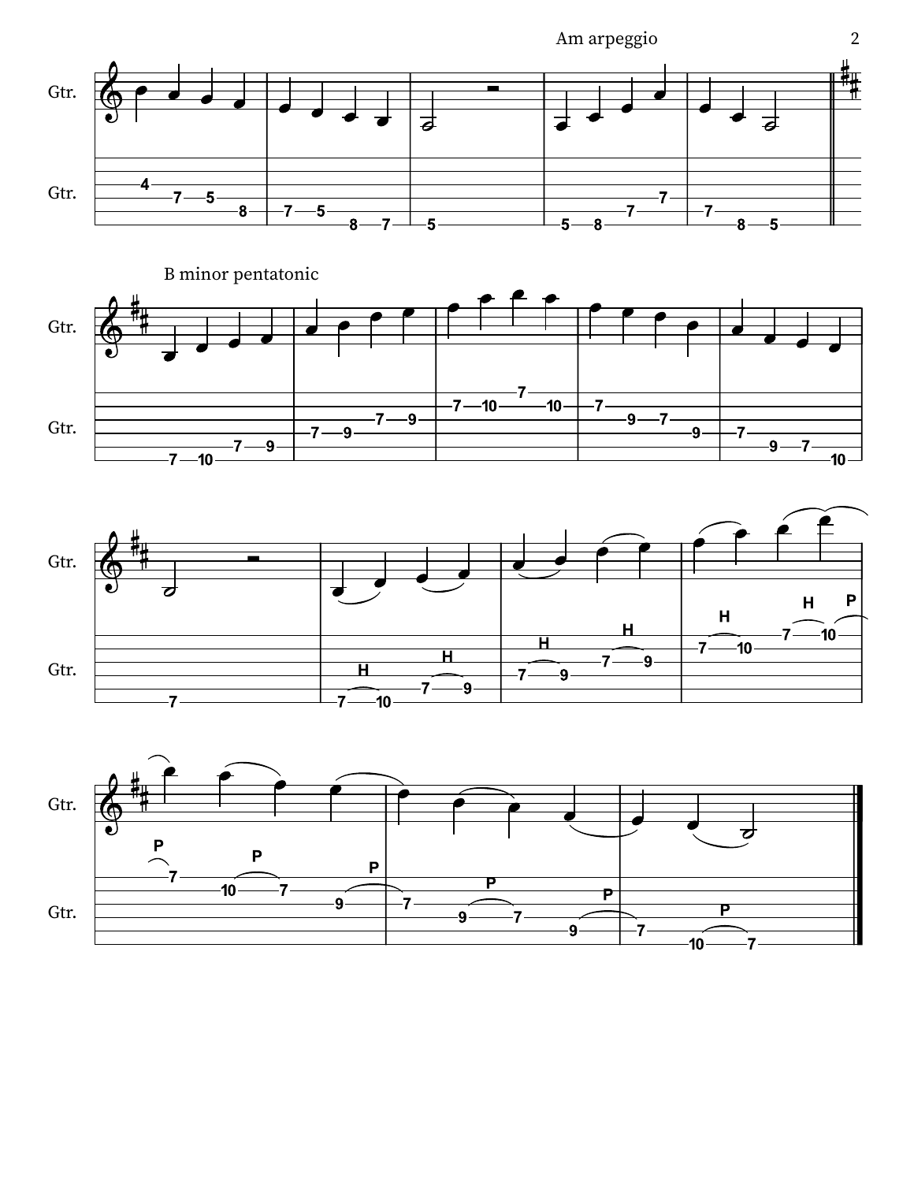Am arpeggio

B minor pentatonic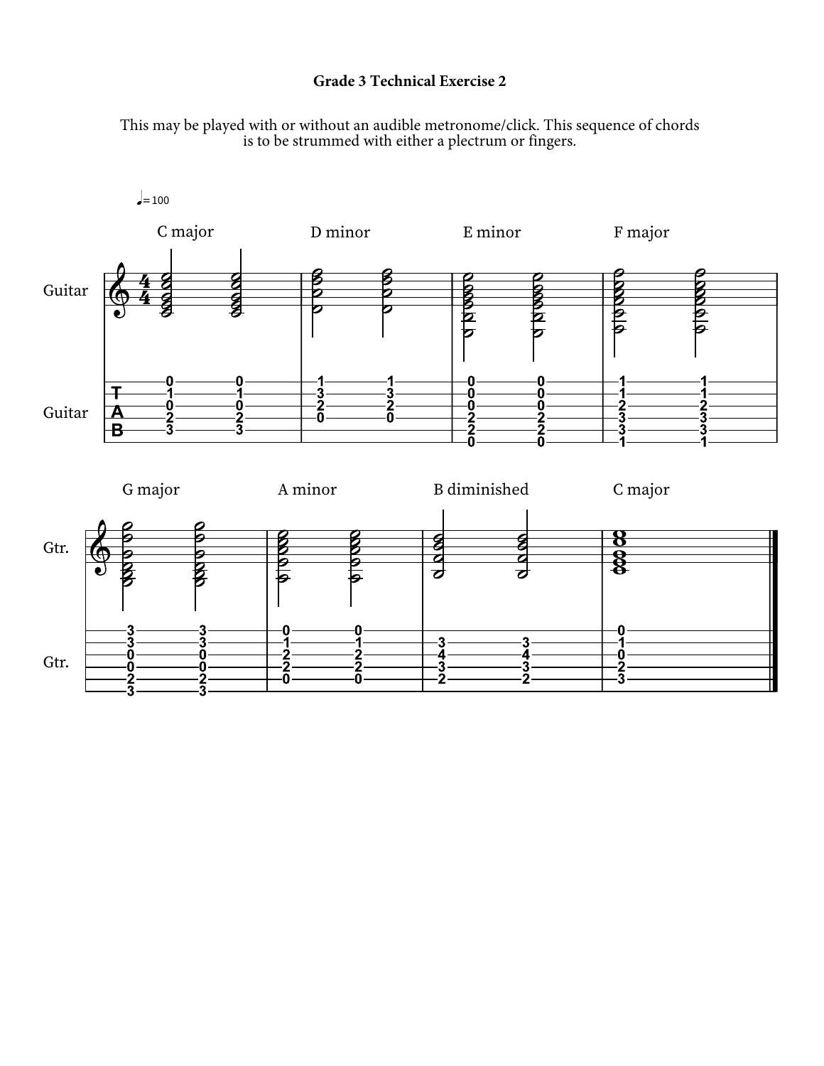# Grade 3 Technical Exercise 2

This may be played with or without an audible metronome/click. This sequence of chords is to be strummed with either a plectrum or fingers.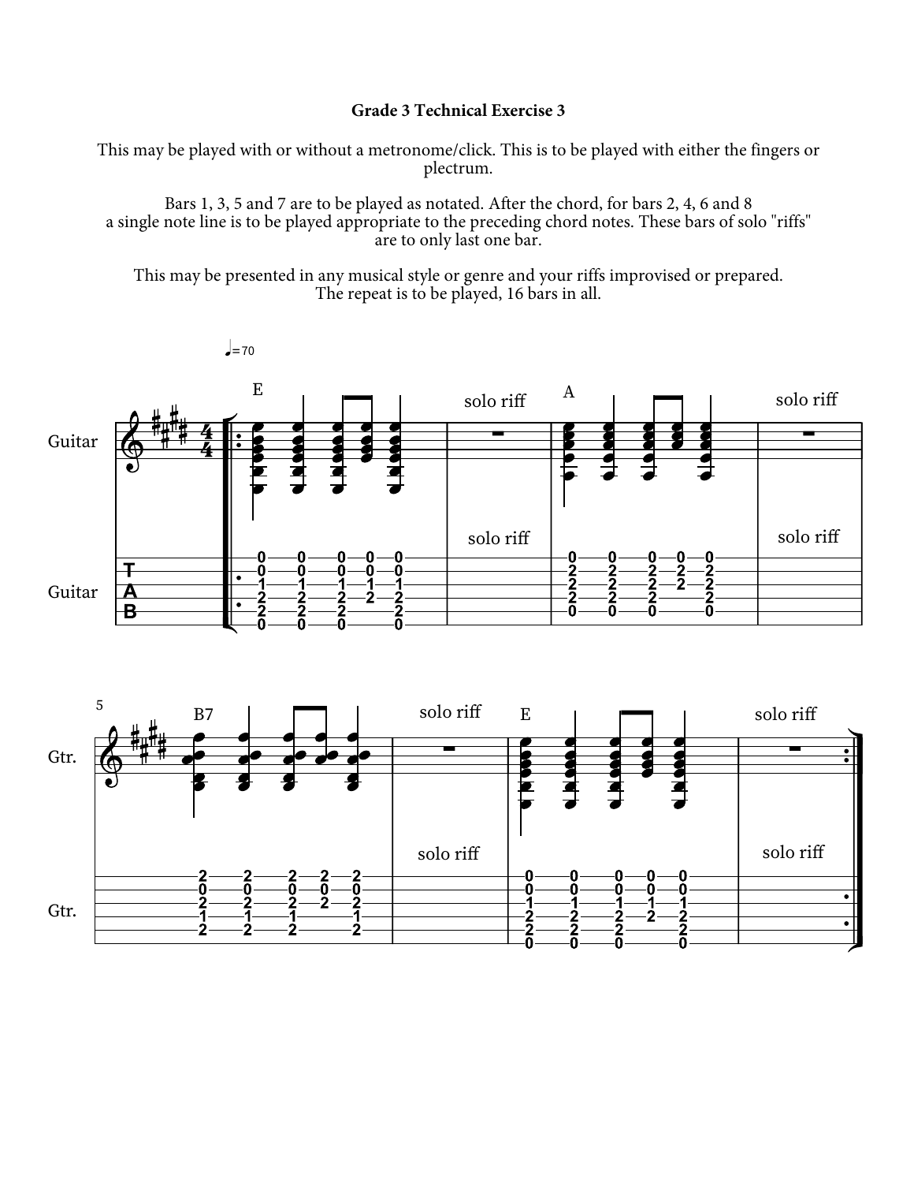# Grade 3 Technical Exercise 3

This may be played with or without a metronome/click. This is to be played with either the fingers or plectrum.

Bars 1, 3, 5 and 7 are to be played as notated. After the chord, for bars 2, 4, 6 and 8 a single note line is to be played appropriate to the preceding chord notes. These bars of solo "riffs" are to only last one bar.

This may be presented in any musical style or genre and your riffs improvised or prepared. The repeat is to be played, 16 bars in all.